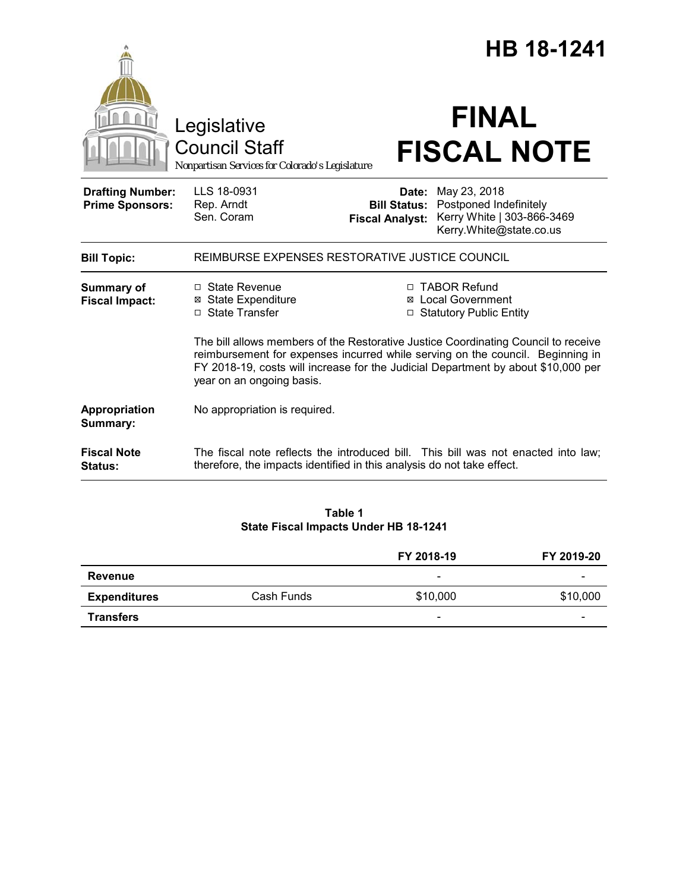# HB 18-1241

Legislative Council Staff

*Nonpartisan Services for Colorado's Legislature*

# FINAL FISCAL NOTE

| | | | |
|---|---|---|---|
| **Drafting Number:** | LLS 18-0931 | **Date:** | May 23, 2018 |
| **Prime Sponsors:** | Rep. Arndt<br>Sen. Coram | **Bill Status:** | Postponed Indefinitely |
| | | **Fiscal Analyst:** | Kerry White \| 303-866-3469<br>Kerry.White@state.co.us |

**Bill Topic:** REIMBURSE EXPENSES RESTORATIVE JUSTICE COUNCIL

**Summary of Fiscal Impact:**

- ☐ State Revenue
- ☒ State Expenditure
- ☐ State Transfer
- ☐ TABOR Refund
- ☒ Local Government
- ☐ Statutory Public Entity

The bill allows members of the Restorative Justice Coordinating Council to receive reimbursement for expenses incurred while serving on the council. Beginning in FY 2018-19, costs will increase for the Judicial Department by about $10,000 per year on an ongoing basis.

**Appropriation Summary:** No appropriation is required.

**Fiscal Note Status:** The fiscal note reflects the introduced bill. This bill was not enacted into law; therefore, the impacts identified in this analysis do not take effect.

**Table 1**
**State Fiscal Impacts Under HB 18-1241**

| | | FY 2018-19 | FY 2019-20 |
|---|---|---|---|
| **Revenue** | | - | - |
| **Expenditures** | Cash Funds | $10,000 | $10,000 |
| **Transfers** | | - | - |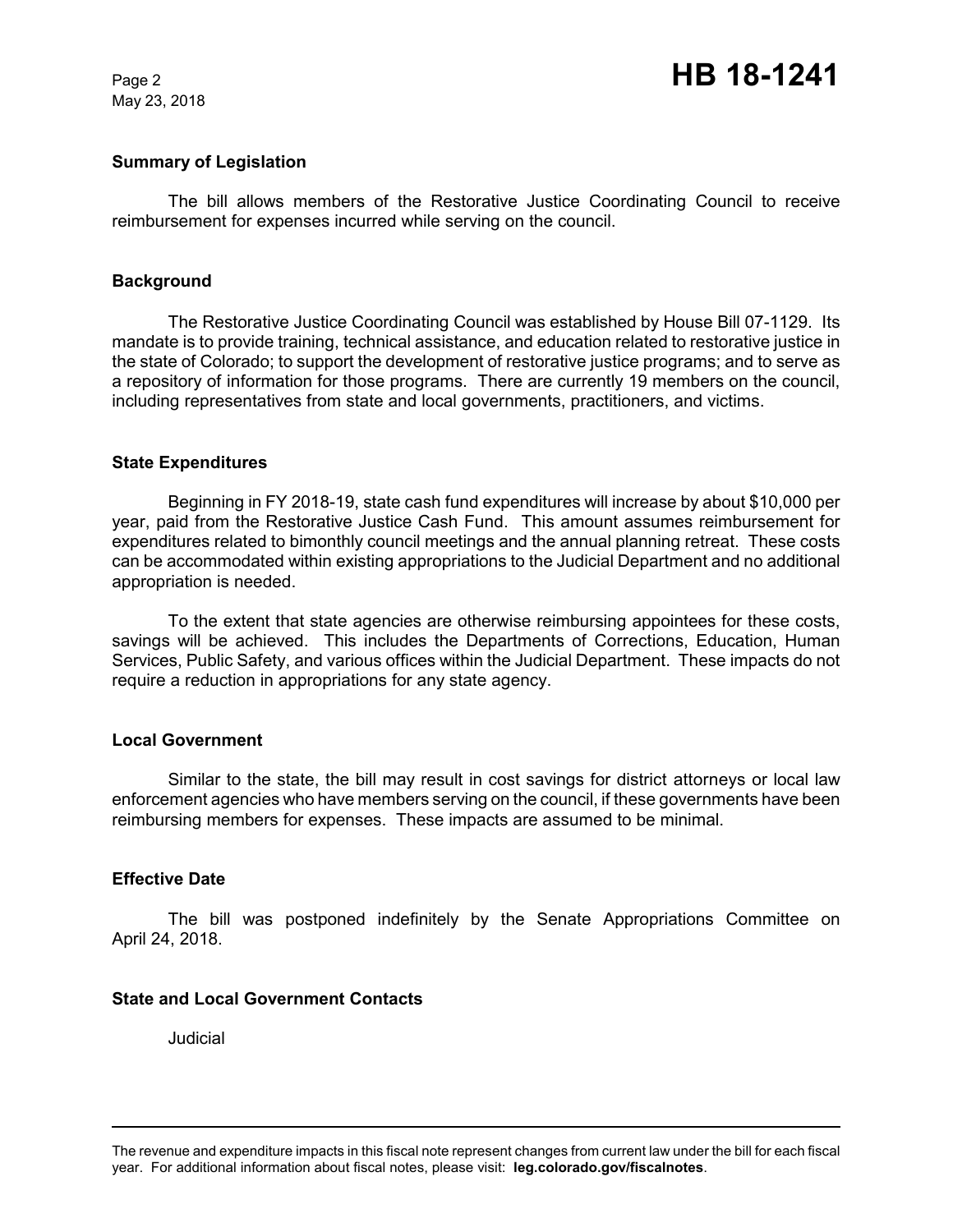## Summary of Legislation

The bill allows members of the Restorative Justice Coordinating Council to receive reimbursement for expenses incurred while serving on the council.

## Background

The Restorative Justice Coordinating Council was established by House Bill 07-1129. Its mandate is to provide training, technical assistance, and education related to restorative justice in the state of Colorado; to support the development of restorative justice programs; and to serve as a repository of information for those programs. There are currently 19 members on the council, including representatives from state and local governments, practitioners, and victims.

## State Expenditures

Beginning in FY 2018-19, state cash fund expenditures will increase by about $10,000 per year, paid from the Restorative Justice Cash Fund. This amount assumes reimbursement for expenditures related to bimonthly council meetings and the annual planning retreat. These costs can be accommodated within existing appropriations to the Judicial Department and no additional appropriation is needed.

To the extent that state agencies are otherwise reimbursing appointees for these costs, savings will be achieved. This includes the Departments of Corrections, Education, Human Services, Public Safety, and various offices within the Judicial Department. These impacts do not require a reduction in appropriations for any state agency.

## Local Government

Similar to the state, the bill may result in cost savings for district attorneys or local law enforcement agencies who have members serving on the council, if these governments have been reimbursing members for expenses. These impacts are assumed to be minimal.

## Effective Date

The bill was postponed indefinitely by the Senate Appropriations Committee on April 24, 2018.

## State and Local Government Contacts

Judicial

The revenue and expenditure impacts in this fiscal note represent changes from current law under the bill for each fiscal year. For additional information about fiscal notes, please visit: **leg.colorado.gov/fiscalnotes**.